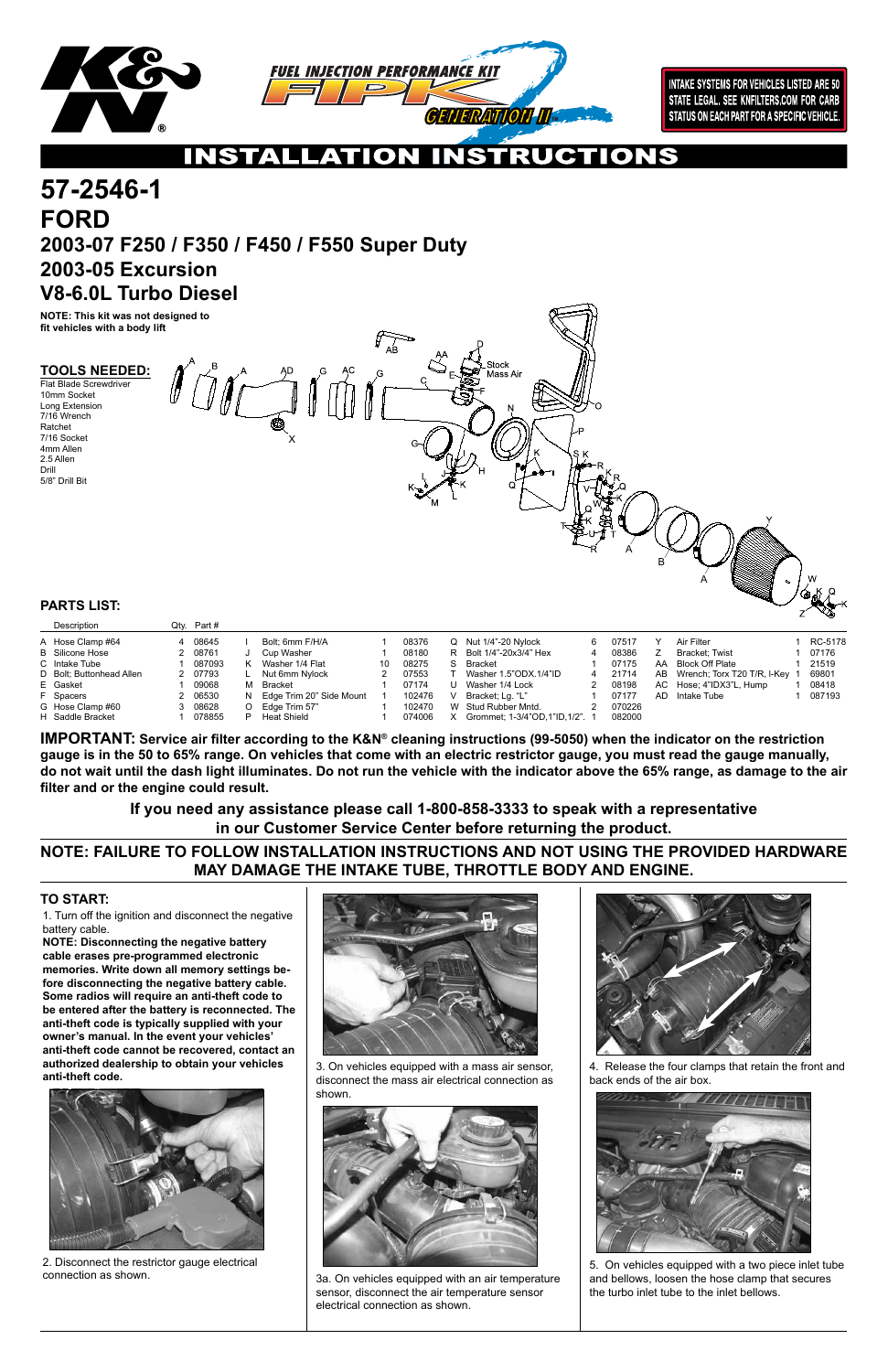INTAKE SYSTEMS FOR VEHICLES LISTED ARE 50 STATE LEGAL. SEE KNFILTERS.COM FOR CARB STATUS ON EACH PART FOR A SPECIFIC VEHICLE.

# INSTALLATION INSTRUCTIONS

# 57-2546-1

## FORD

### 2003-07 F250 / F350 / F450 / F550 Super Duty

### 2003-05 Excursion

### V8-6.0L Turbo Diesel

**NOTE: This kit was not designed to fit vehicles with a body lift**

**TOOLS NEEDED:**

- Flat Blade Screwdriver
- 10mm Socket
- Long Extension
- 7/16 Wrench
- Ratchet
- 7/16 Socket
- 4mm Allen
- 2.5 Allen
- Drill
- 5/8" Drill Bit

**PARTS LIST:**

| | Description | Qty. | Part # | | Description | Qty. | Part # | | Description | Qty. | Part # | | Description | Qty. | Part # |
|---|---|---|---|---|---|---|---|---|---|---|---|---|---|---|---|
| A | Hose Clamp #64 | 4 | 08645 | I | Bolt; 6mm F/H/A | 1 | 08376 | Q | Nut 1/4"-20 Nylock | 6 | 07517 | Y | Air Filter | 1 | RC-5178 |
| B | Silicone Hose | 2 | 08761 | J | Cup Washer | 1 | 08180 | R | Bolt 1/4"-20x3/4" Hex | 4 | 08386 | Z | Bracket; Twist | 1 | 07176 |
| C | Intake Tube | 1 | 087093 | K | Washer 1/4 Flat | 10 | 08275 | S | Bracket | 1 | 07175 | AA | Block Off Plate | 1 | 21519 |
| D | Bolt; Buttonhead Allen | 2 | 07793 | L | Nut 6mm Nylock | 2 | 07553 | T | Washer 1.5"ODX.1/4"ID | 4 | 21714 | AB | Wrench; Torx T20 T/R, I-Key | 1 | 69801 |
| E | Gasket | 1 | 09068 | M | Bracket | 1 | 07174 | U | Washer 1/4 Lock | 2 | 08198 | AC | Hose; 4"IDX3"L, Hump | 1 | 08418 |
| F | Spacers | 2 | 06530 | N | Edge Trim 20" Side Mount | 1 | 102476 | V | Bracket; Lg. "L" | 1 | 07177 | AD | Intake Tube | 1 | 087193 |
| G | Hose Clamp #60 | 3 | 08628 | O | Edge Trim 57" | 1 | 102470 | W | Stud Rubber Mntd. | 2 | 070226 | | | | |
| H | Saddle Bracket | 1 | 078855 | P | Heat Shield | 1 | 074006 | X | Grommet; 1-3/4"OD,1"ID,1/2". | 1 | 082000 | | | | |

**IMPORTANT: Service air filter according to the K&N® cleaning instructions (99-5050) when the indicator on the restriction gauge is in the 50 to 65% range. On vehicles that come with an electric restrictor gauge, you must read the gauge manually, do not wait until the dash light illuminates. Do not run the vehicle with the indicator above the 65% range, as damage to the air filter and or the engine could result.**

**If you need any assistance please call 1-800-858-3333 to speak with a representative in our Customer Service Center before returning the product.**

**NOTE: FAILURE TO FOLLOW INSTALLATION INSTRUCTIONS AND NOT USING THE PROVIDED HARDWARE MAY DAMAGE THE INTAKE TUBE, THROTTLE BODY AND ENGINE.**

**TO START:**

1. Turn off the ignition and disconnect the negative battery cable.

**NOTE: Disconnecting the negative battery cable erases pre-programmed electronic memories. Write down all memory settings before disconnecting the negative battery cable. Some radios will require an anti-theft code to be entered after the battery is reconnected. The anti-theft code is typically supplied with your owner's manual. In the event your vehicles' anti-theft code cannot be recovered, contact an authorized dealership to obtain your vehicles anti-theft code.**

2. Disconnect the restrictor gauge electrical connection as shown.

3. On vehicles equipped with a mass air sensor, disconnect the mass air electrical connection as shown.

3a. On vehicles equipped with an air temperature sensor, disconnect the air temperature sensor electrical connection as shown.

4. Release the four clamps that retain the front and back ends of the air box.

5. On vehicles equipped with a two piece inlet tube and bellows, loosen the hose clamp that secures the turbo inlet tube to the inlet bellows.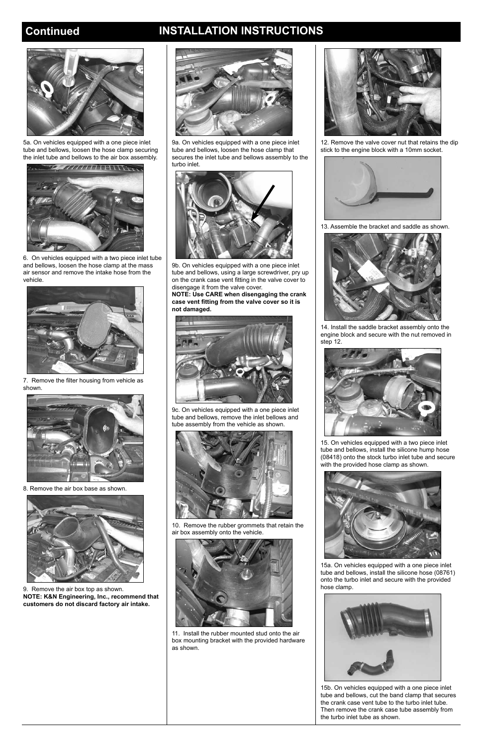## Continued INSTALLATION INSTRUCTIONS

5a. On vehicles equipped with a one piece inlet tube and bellows, loosen the hose clamp securing the inlet tube and bellows to the air box assembly.

6. On vehicles equipped with a two piece inlet tube and bellows, loosen the hose clamp at the mass air sensor and remove the intake hose from the vehicle.

7. Remove the filter housing from vehicle as shown.

8. Remove the air box base as shown.

9. Remove the air box top as shown.
**NOTE: K&N Engineering, Inc., recommend that customers do not discard factory air intake.**

9a. On vehicles equipped with a one piece inlet tube and bellows, loosen the hose clamp that secures the inlet tube and bellows assembly to the turbo inlet.

9b. On vehicles equipped with a one piece inlet tube and bellows, using a large screwdriver, pry up on the crank case vent fitting in the valve cover to disengage it from the valve cover.
**NOTE: Use CARE when disengaging the crank case vent fitting from the valve cover so it is not damaged.**

9c. On vehicles equipped with a one piece inlet tube and bellows, remove the inlet bellows and tube assembly from the vehicle as shown.

10. Remove the rubber grommets that retain the air box assembly onto the vehicle.

11. Install the rubber mounted stud onto the air box mounting bracket with the provided hardware as shown.

12. Remove the valve cover nut that retains the dip stick to the engine block with a 10mm socket.

13. Assemble the bracket and saddle as shown.

14. Install the saddle bracket assembly onto the engine block and secure with the nut removed in step 12.

15. On vehicles equipped with a two piece inlet tube and bellows, install the silicone hump hose (08418) onto the stock turbo inlet tube and secure with the provided hose clamp as shown.

15a. On vehicles equipped with a one piece inlet tube and bellows, install the silicone hose (08761) onto the turbo inlet and secure with the provided hose clamp.

15b. On vehicles equipped with a one piece inlet tube and bellows, cut the band clamp that secures the crank case vent tube to the turbo inlet tube. Then remove the crank case tube assembly from the turbo inlet tube as shown.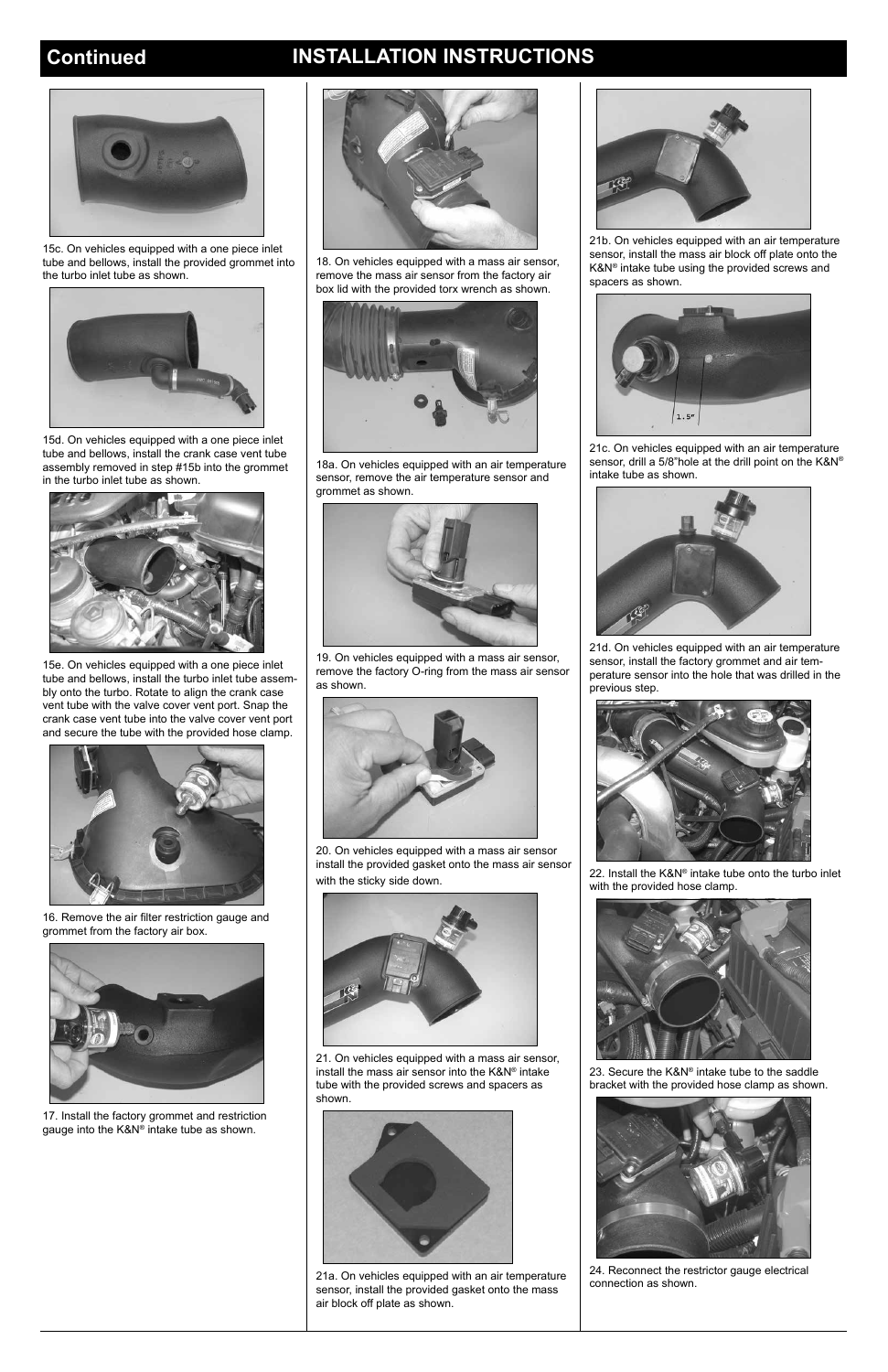## Continued INSTALLATION INSTRUCTIONS

15c. On vehicles equipped with a one piece inlet tube and bellows, install the provided grommet into the turbo inlet tube as shown.

15d. On vehicles equipped with a one piece inlet tube and bellows, install the crank case vent tube assembly removed in step #15b into the grommet in the turbo inlet tube as shown.

15e. On vehicles equipped with a one piece inlet tube and bellows, install the turbo inlet tube assembly onto the turbo. Rotate to align the crank case vent tube with the valve cover vent port. Snap the crank case vent tube into the valve cover vent port and secure the tube with the provided hose clamp.

16. Remove the air filter restriction gauge and grommet from the factory air box.

17. Install the factory grommet and restriction gauge into the K&N® intake tube as shown.

18. On vehicles equipped with a mass air sensor, remove the mass air sensor from the factory air box lid with the provided torx wrench as shown.

18a. On vehicles equipped with an air temperature sensor, remove the air temperature sensor and grommet as shown.

19. On vehicles equipped with a mass air sensor, remove the factory O-ring from the mass air sensor as shown.

20. On vehicles equipped with a mass air sensor install the provided gasket onto the mass air sensor with the sticky side down.

21. On vehicles equipped with a mass air sensor, install the mass air sensor into the K&N® intake tube with the provided screws and spacers as shown.

21a. On vehicles equipped with an air temperature sensor, install the provided gasket onto the mass air block off plate as shown.

21b. On vehicles equipped with an air temperature sensor, install the mass air block off plate onto the K&N® intake tube using the provided screws and spacers as shown.

21c. On vehicles equipped with an air temperature sensor, drill a 5/8"hole at the drill point on the K&N® intake tube as shown.

21d. On vehicles equipped with an air temperature sensor, install the factory grommet and air temperature sensor into the hole that was drilled in the previous step.

22. Install the K&N® intake tube onto the turbo inlet with the provided hose clamp.

23. Secure the K&N® intake tube to the saddle bracket with the provided hose clamp as shown.

24. Reconnect the restrictor gauge electrical connection as shown.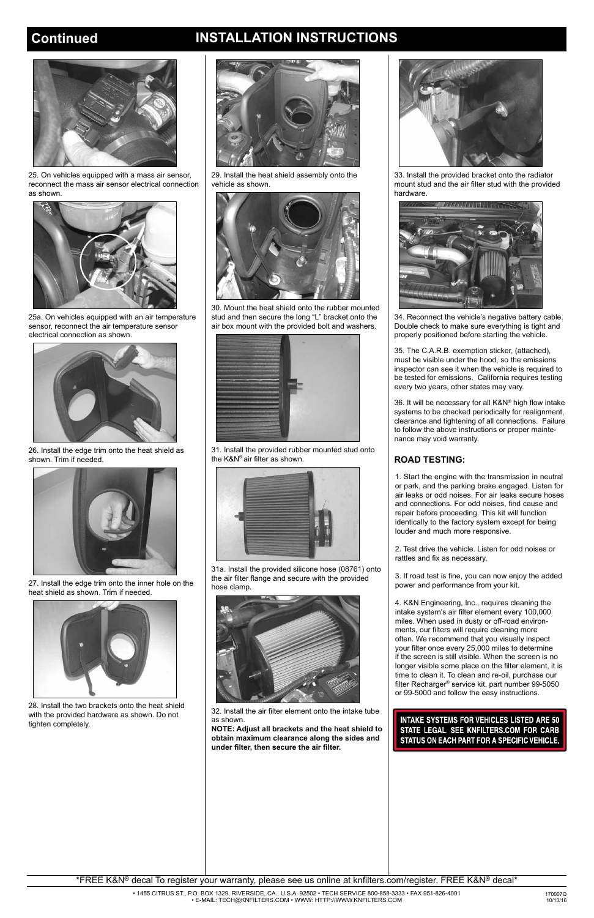# Continued INSTALLATION INSTRUCTIONS

25. On vehicles equipped with a mass air sensor, reconnect the mass air sensor electrical connection as shown.

25a. On vehicles equipped with an air temperature sensor, reconnect the air temperature sensor electrical connection as shown.

26. Install the edge trim onto the heat shield as shown. Trim if needed.

27. Install the edge trim onto the inner hole on the heat shield as shown. Trim if needed.

28. Install the two brackets onto the heat shield with the provided hardware as shown. Do not tighten completely.

29. Install the heat shield assembly onto the vehicle as shown.

30. Mount the heat shield onto the rubber mounted stud and then secure the long "L" bracket onto the air box mount with the provided bolt and washers.

31. Install the provided rubber mounted stud onto the K&N® air filter as shown.

31a. Install the provided silicone hose (08761) onto the air filter flange and secure with the provided hose clamp.

32. Install the air filter element onto the intake tube as shown.
**NOTE: Adjust all brackets and the heat shield to obtain maximum clearance along the sides and under filter, then secure the air filter.**

33. Install the provided bracket onto the radiator mount stud and the air filter stud with the provided hardware.

34. Reconnect the vehicle's negative battery cable. Double check to make sure everything is tight and properly positioned before starting the vehicle.

35. The C.A.R.B. exemption sticker, (attached), must be visible under the hood, so the emissions inspector can see it when the vehicle is required to be tested for emissions. California requires testing every two years, other states may vary.

36. It will be necessary for all K&N® high flow intake systems to be checked periodically for realignment, clearance and tightening of all connections. Failure to follow the above instructions or proper maintenance may void warranty.

### ROAD TESTING:

1. Start the engine with the transmission in neutral or park, and the parking brake engaged. Listen for air leaks or odd noises. For air leaks secure hoses and connections. For odd noises, find cause and repair before proceeding. This kit will function identically to the factory system except for being louder and much more responsive.

2. Test drive the vehicle. Listen for odd noises or rattles and fix as necessary.

3. If road test is fine, you can now enjoy the added power and performance from your kit.

4. K&N Engineering, Inc., requires cleaning the intake system's air filter element every 100,000 miles. When used in dusty or off-road environments, our filters will require cleaning more often. We recommend that you visually inspect your filter once every 25,000 miles to determine if the screen is still visible. When the screen is no longer visible some place on the filter element, it is time to clean it. To clean and re-oil, purchase our filter Recharger® service kit, part number 99-5050 or 99-5000 and follow the easy instructions.

**INTAKE SYSTEMS FOR VEHICLES LISTED ARE 50 STATE LEGAL. SEE KNFILTERS.COM FOR CARB STATUS ON EACH PART FOR A SPECIFIC VEHICLE.**

*FREE K&N® decal To register your warranty, please see us online at knfilters.com/register. FREE K&N® decal*

• 1455 CITRUS ST., P.O. BOX 1329, RIVERSIDE, CA., U.S.A. 92502 • TECH SERVICE 800-858-3333 • FAX 951-826-4001
• E-MAIL: TECH@KNFILTERS.COM • WWW: HTTP://WWW.KNFILTERS.COM

170007Q
10/13/16